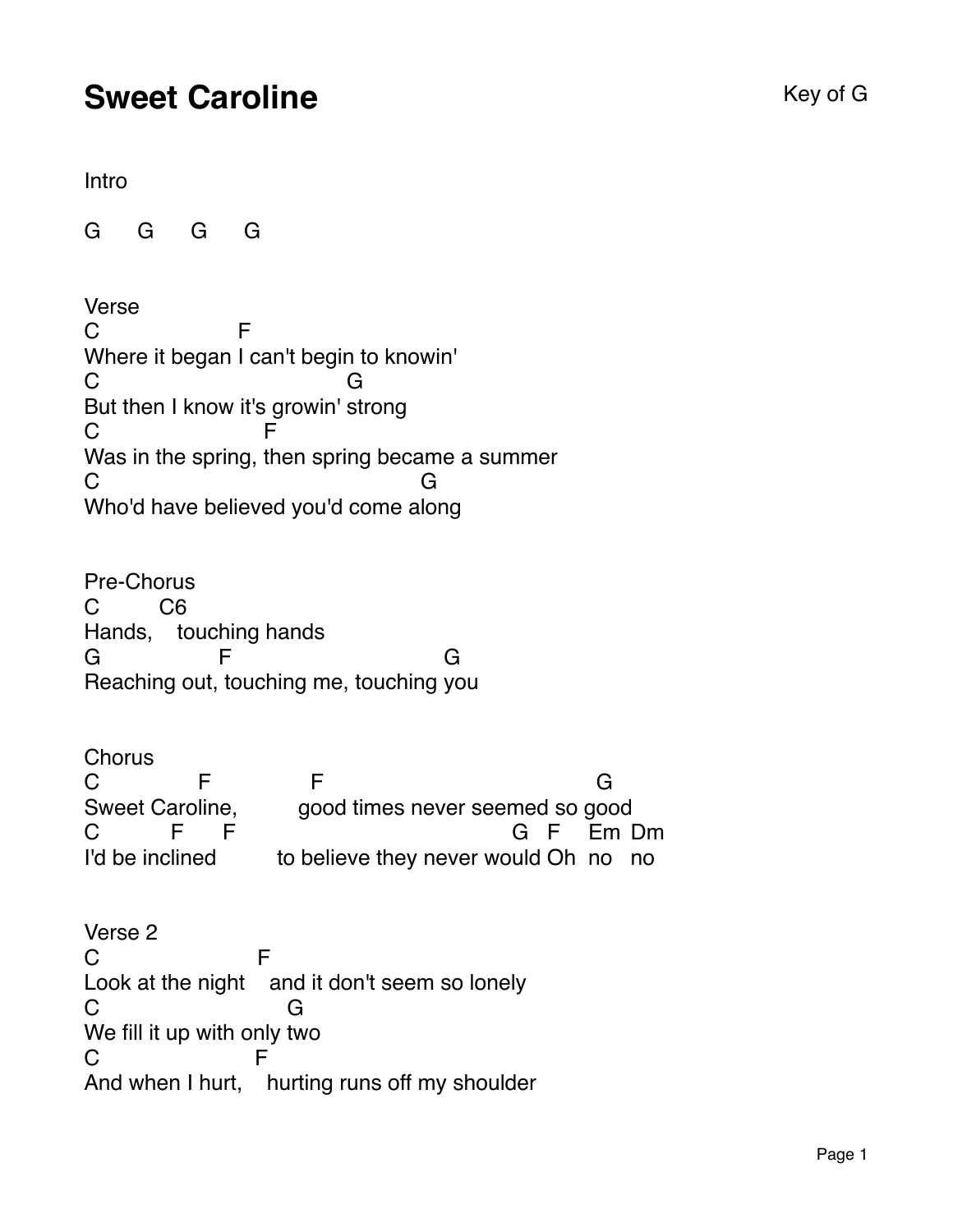# Sweet Caroline

Key of G

Intro

```
G     G     G     G
```

Verse

```
C                      F
Where it began I can't begin to knowin'
C                                   G
But then I know it's growin' strong
C                         F
Was in the spring, then spring became a summer
C                                              G
Who'd have believed you'd come along
```

Pre-Chorus

```
C          C6
Hands,    touching hands
G                  F                              G
Reaching out, touching me, touching you
```

Chorus

```
C              F               F                                        G
Sweet Caroline,          good times never seemed so good
C          F      F                                        G   F     Em  Dm
I'd be inclined          to believe they never would Oh  no   no
```

Verse 2

```
C                          F
Look at the night    and it don't seem so lonely
C                            G
We fill it up with only two
C                         F
And when I hurt,    hurting runs off my shoulder
```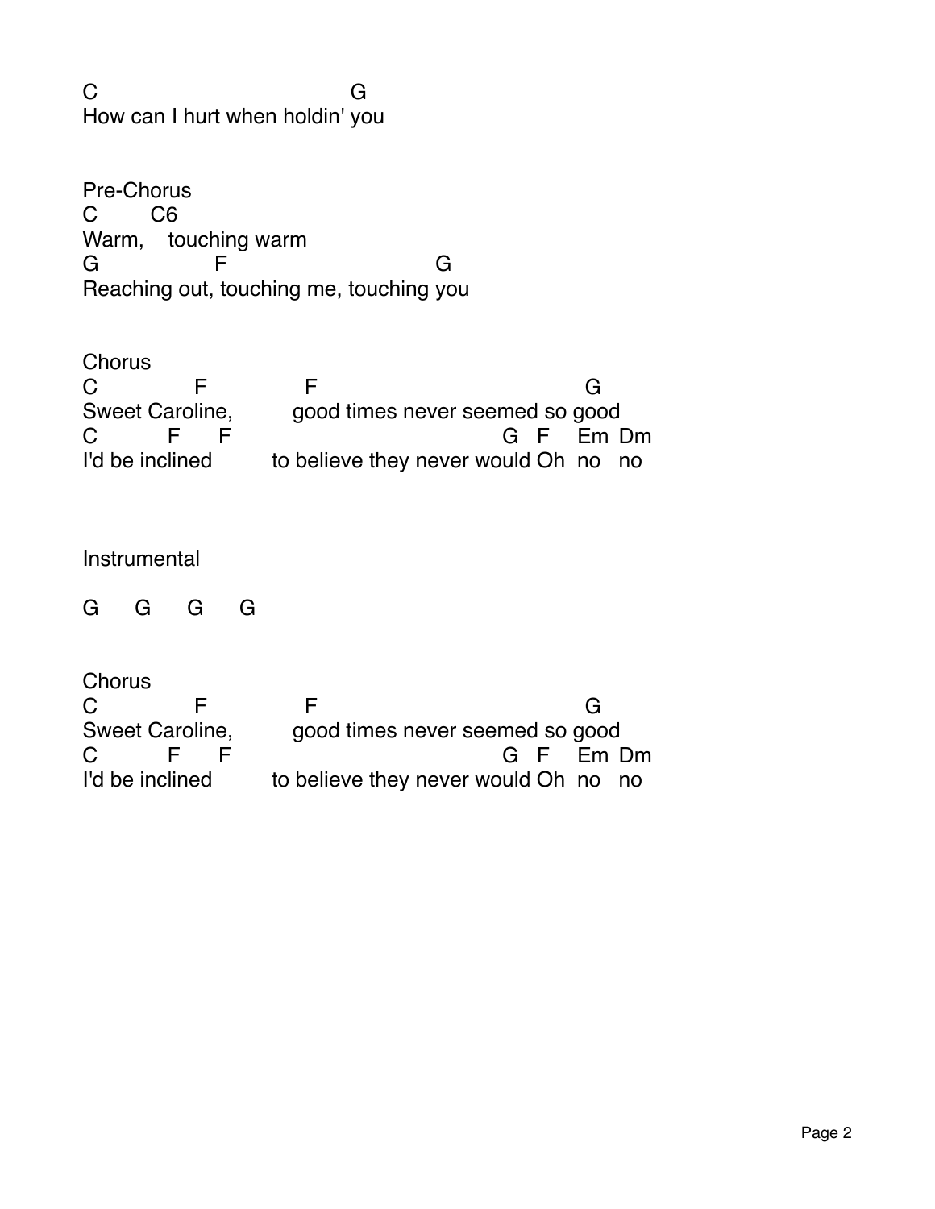```
C                                        G
How can I hurt when holdin' you
```

Pre-Chorus

```
C        C6
Warm,    touching warm
G                  F                              G
Reaching out, touching me, touching you
```

Chorus

```
C              F              F                                        G
Sweet Caroline,          good times never seemed so good
C           F      F                                       G   F     Em  Dm
I'd be inclined          to believe they never would Oh  no   no
```

Instrumental

```
G     G     G     G
```

Chorus

```
C              F              F                                        G
Sweet Caroline,          good times never seemed so good
C           F      F                                       G   F     Em  Dm
I'd be inclined          to believe they never would Oh  no   no
```